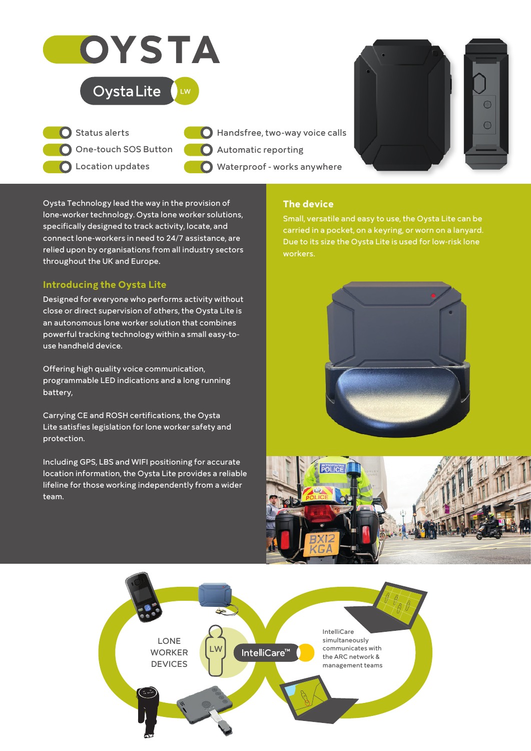# OYSTA

## Oysta Lite LW

- Status alerts
- One-touch SOS Button
- Location updates
- Handsfree, two-way voice calls
- Automatic reporting
- Waterproof - works anywhere

Oysta Technology lead the way in the provision of lone-worker technology. Oysta lone worker solutions, specifically designed to track activity, locate, and connect lone-workers in need to 24/7 assistance, are relied upon by organisations from all industry sectors throughout the UK and Europe.

### Introducing the Oysta Lite

Designed for everyone who performs activity without close or direct supervision of others, the Oysta Lite is an autonomous lone worker solution that combines powerful tracking technology within a small easy-to-use handheld device.

Offering high quality voice communication, programmable LED indications and a long running battery,

Carrying CE and ROSH certifications, the Oysta Lite satisfies legislation for lone worker safety and protection.

Including GPS, LBS and WIFI positioning for accurate location information, the Oysta Lite provides a reliable lifeline for those working independently from a wider team.

### The device

Small, versatile and easy to use, the Oysta Lite can be carried in a pocket, on a keyring, or worn on a lanyard. Due to its size the Oysta Lite is used for low-risk lone workers.

LONE WORKER DEVICES

LW

IntelliCare™

IntelliCare simultaneously communicates with the ARC network & management teams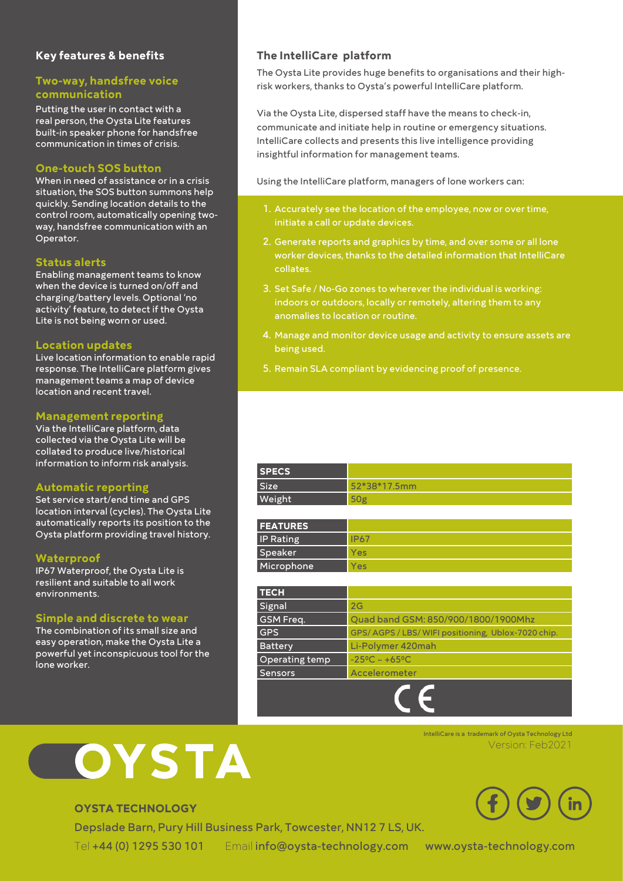## Key features & benefits

### Two-way, handsfree voice communication

Putting the user in contact with a real person, the Oysta Lite features built-in speaker phone for handsfree communication in times of crisis.

### One-touch SOS button

When in need of assistance or in a crisis situation, the SOS button summons help quickly. Sending location details to the control room, automatically opening two-way, handsfree communication with an Operator.

### Status alerts

Enabling management teams to know when the device is turned on/off and charging/battery levels. Optional 'no activity' feature, to detect if the Oysta Lite is not being worn or used.

### Location updates

Live location information to enable rapid response. The IntelliCare platform gives management teams a map of device location and recent travel.

### Management reporting

Via the IntelliCare platform, data collected via the Oysta Lite will be collated to produce live/historical information to inform risk analysis.

### Automatic reporting

Set service start/end time and GPS location interval (cycles). The Oysta Lite automatically reports its position to the Oysta platform providing travel history.

### Waterproof

IP67 Waterproof, the Oysta Lite is resilient and suitable to all work environments.

### Simple and discrete to wear

The combination of its small size and easy operation, make the Oysta Lite a powerful yet inconspicuous tool for the lone worker.

## The IntelliCare platform

The Oysta Lite provides huge benefits to organisations and their high-risk workers, thanks to Oysta's powerful IntelliCare platform.

Via the Oysta Lite, dispersed staff have the means to check-in, communicate and initiate help in routine or emergency situations. IntelliCare collects and presents this live intelligence providing insightful information for management teams.

Using the IntelliCare platform, managers of lone workers can:

1. Accurately see the location of the employee, now or over time, initiate a call or update devices.
2. Generate reports and graphics by time, and over some or all lone worker devices, thanks to the detailed information that IntelliCare collates.
3. Set Safe / No-Go zones to wherever the individual is working: indoors or outdoors, locally or remotely, altering them to any anomalies to location or routine.
4. Manage and monitor device usage and activity to ensure assets are being used.
5. Remain SLA compliant by evidencing proof of presence.

| SPECS | |
|---|---|
| Size | 52*38*17.5mm |
| Weight | 50g |

| FEATURES | |
|---|---|
| IP Rating | IP67 |
| Speaker | Yes |
| Microphone | Yes |

| TECH | |
|---|---|
| Signal | 2G |
| GSM Freq. | Quad band GSM: 850/900/1800/1900Mhz |
| GPS | GPS/ AGPS / LBS/ WIFI positioning, Ublox-7020 chip. |
| Battery | Li-Polymer 420mah |
| Operating temp | -25ºC ~ +65ºC |
| Sensors | Accelerometer |

CE

IntelliCare is a trademark of Oysta Technology Ltd

Version: Feb2021

OYSTA

**OYSTA TECHNOLOGY**

Depslade Barn, Pury Hill Business Park, Towcester, NN12 7 LS, UK.

Tel +44 (0) 1295 530 101 Email info@oysta-technology.com www.oysta-technology.com